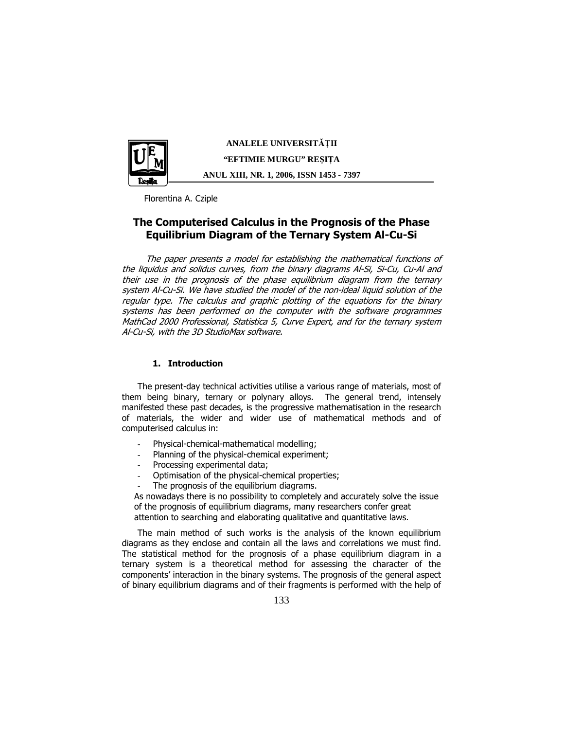Florentina A. Cziple

# The Computerised Calculus in the Prognosis of the Phase Equilibrium Diagram of the Ternary System Al-Cu-Si

*The paper presents a model for establishing the mathematical functions of the liquidus and solidus curves, from the binary diagrams Al-Si, Si-Cu, Cu-Al and their use in the prognosis of the phase equilibrium diagram from the ternary system Al-Cu-Si. We have studied the model of the non-ideal liquid solution of the regular type. The calculus and graphic plotting of the equations for the binary systems has been performed on the computer with the software programmes MathCad 2000 Professional, Statistica 5, Curve Expert, and for the ternary system Al-Cu-Si, with the 3D StudioMax software.*

## 1. Introduction

The present-day technical activities utilise a various range of materials, most of them being binary, ternary or polynary alloys. The general trend, intensely manifested these past decades, is the progressive mathematisation in the research of materials, the wider and wider use of mathematical methods and of computerised calculus in:

- Physical-chemical-mathematical modelling;
- Planning of the physical-chemical experiment;
- Processing experimental data;
- Optimisation of the physical-chemical properties;
- The prognosis of the equilibrium diagrams.

As nowadays there is no possibility to completely and accurately solve the issue of the prognosis of equilibrium diagrams, many researchers confer great attention to searching and elaborating qualitative and quantitative laws.

The main method of such works is the analysis of the known equilibrium diagrams as they enclose and contain all the laws and correlations we must find. The statistical method for the prognosis of a phase equilibrium diagram in a ternary system is a theoretical method for assessing the character of the components' interaction in the binary systems. The prognosis of the general aspect of binary equilibrium diagrams and of their fragments is performed with the help of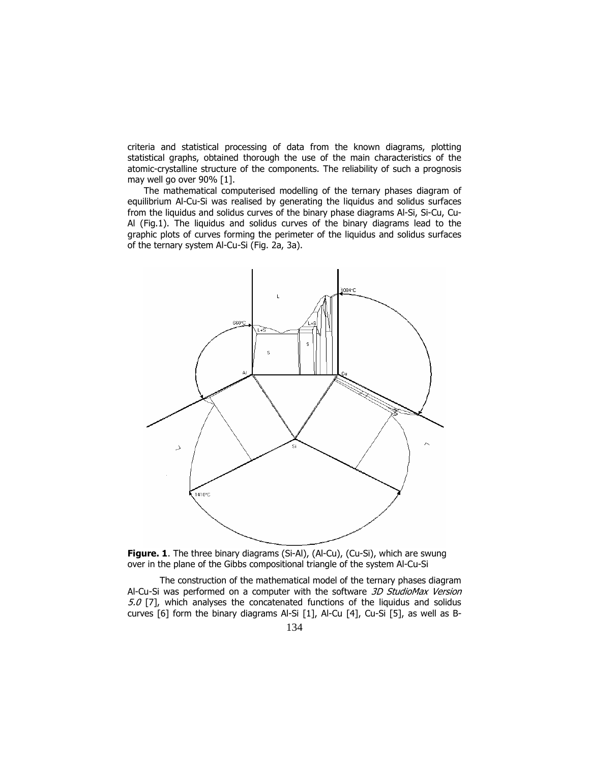criteria and statistical processing of data from the known diagrams, plotting statistical graphs, obtained thorough the use of the main characteristics of the atomic-crystalline structure of the components. The reliability of such a prognosis may well go over 90% [1].

The mathematical computerised modelling of the ternary phases diagram of equilibrium Al-Cu-Si was realised by generating the liquidus and solidus surfaces from the liquidus and solidus curves of the binary phase diagrams Al-Si, Si-Cu, Cu-Al (Fig.1). The liquidus and solidus curves of the binary diagrams lead to the graphic plots of curves forming the perimeter of the liquidus and solidus surfaces of the ternary system Al-Cu-Si (Fig. 2a, 3a).

**Figure. 1**. The three binary diagrams (Si-Al), (Al-Cu), (Cu-Si), which are swung over in the plane of the Gibbs compositional triangle of the system Al-Cu-Si

The construction of the mathematical model of the ternary phases diagram Al-Cu-Si was performed on a computer with the software *3D StudioMax Version 5.0* [7], which analyses the concatenated functions of the liquidus and solidus curves [6] form the binary diagrams Al-Si [1], Al-Cu [4], Cu-Si [5], as well as B-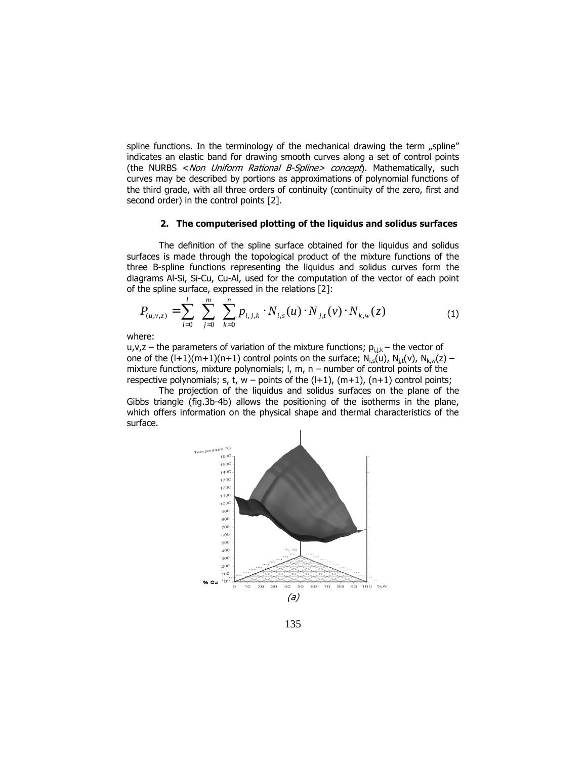spline functions. In the terminology of the mechanical drawing the term „spline" indicates an elastic band for drawing smooth curves along a set of control points (the NURBS <*Non Uniform Rational B-Spline> concept*). Mathematically, such curves may be described by portions as approximations of polynomial functions of the third grade, with all three orders of continuity (continuity of the zero, first and second order) in the control points [2].

### 2. The computerised plotting of the liquidus and solidus surfaces

The definition of the spline surface obtained for the liquidus and solidus surfaces is made through the topological product of the mixture functions of the three B-spline functions representing the liquidus and solidus curves form the diagrams Al-Si, Si-Cu, Cu-Al, used for the computation of the vector of each point of the spline surface, expressed in the relations [2]:

$$P_{(u,v,z)} = \sum_{i=0}^{l} \sum_{j=0}^{m} \sum_{k=0}^{n} p_{i,j,k} \cdot N_{i,s}(u) \cdot N_{j,t}(v) \cdot N_{k,w}(z) \tag{1}$$

where:

u,v,z – the parameters of variation of the mixture functions; $p_{i,j,k}$ – the vector of one of the (l+1)(m+1)(n+1) control points on the surface; $N_{i,s}(u)$, $N_{j,t}(v)$, $N_{k,w}(z)$ – mixture functions, mixture polynomials; l, m, n – number of control points of the respective polynomials; s, t, w – points of the (l+1), (m+1), (n+1) control points;

The projection of the liquidus and solidus surfaces on the plane of the Gibbs triangle (fig.3b-4b) allows the positioning of the isotherms in the plane, which offers information on the physical shape and thermal characteristics of the surface.

(a)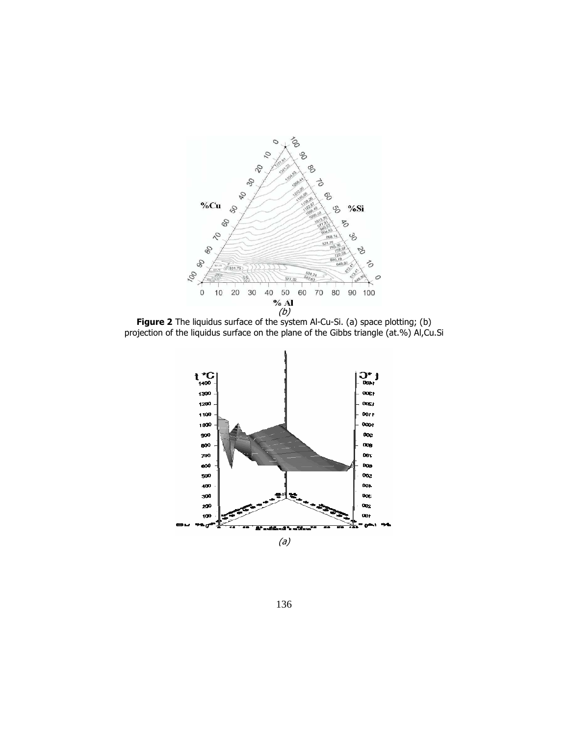(b)

**Figure 2** The liquidus surface of the system Al-Cu-Si. (a) space plotting; (b) projection of the liquidus surface on the plane of the Gibbs triangle (at.%) Al,Cu.Si

(a)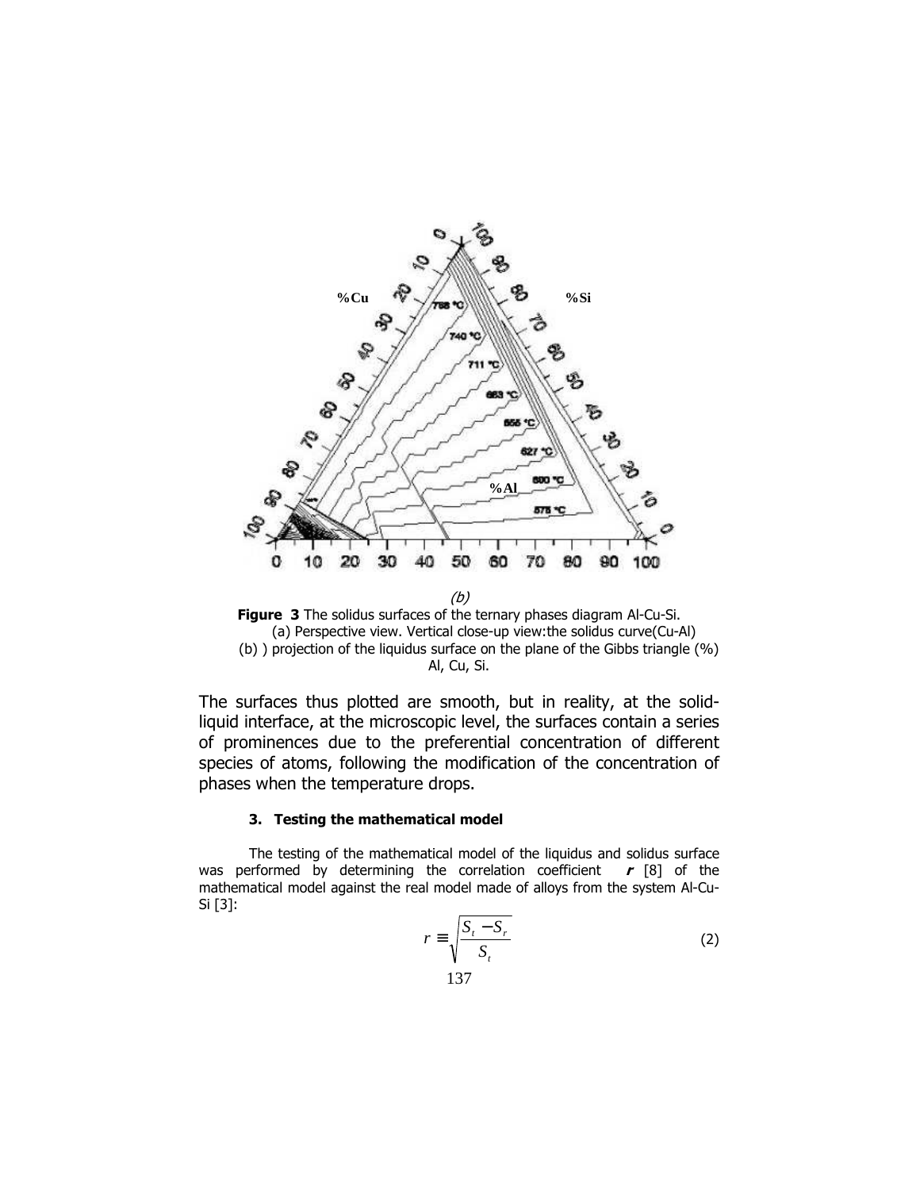(b)

**Figure 3** The solidus surfaces of the ternary phases diagram Al-Cu-Si. (a) Perspective view. Vertical close-up view:the solidus curve(Cu-Al) (b) ) projection of the liquidus surface on the plane of the Gibbs triangle (%) Al, Cu, Si.

The surfaces thus plotted are smooth, but in reality, at the solid-liquid interface, at the microscopic level, the surfaces contain a series of prominences due to the preferential concentration of different species of atoms, following the modification of the concentration of phases when the temperature drops.

### 3. Testing the mathematical model

The testing of the mathematical model of the liquidus and solidus surface was performed by determining the correlation coefficient ***r*** [8] of the mathematical model against the real model made of alloys from the system Al-Cu-Si [3]:

$$r \equiv \sqrt{\frac{S_t - S_r}{S_t}} \tag{2}$$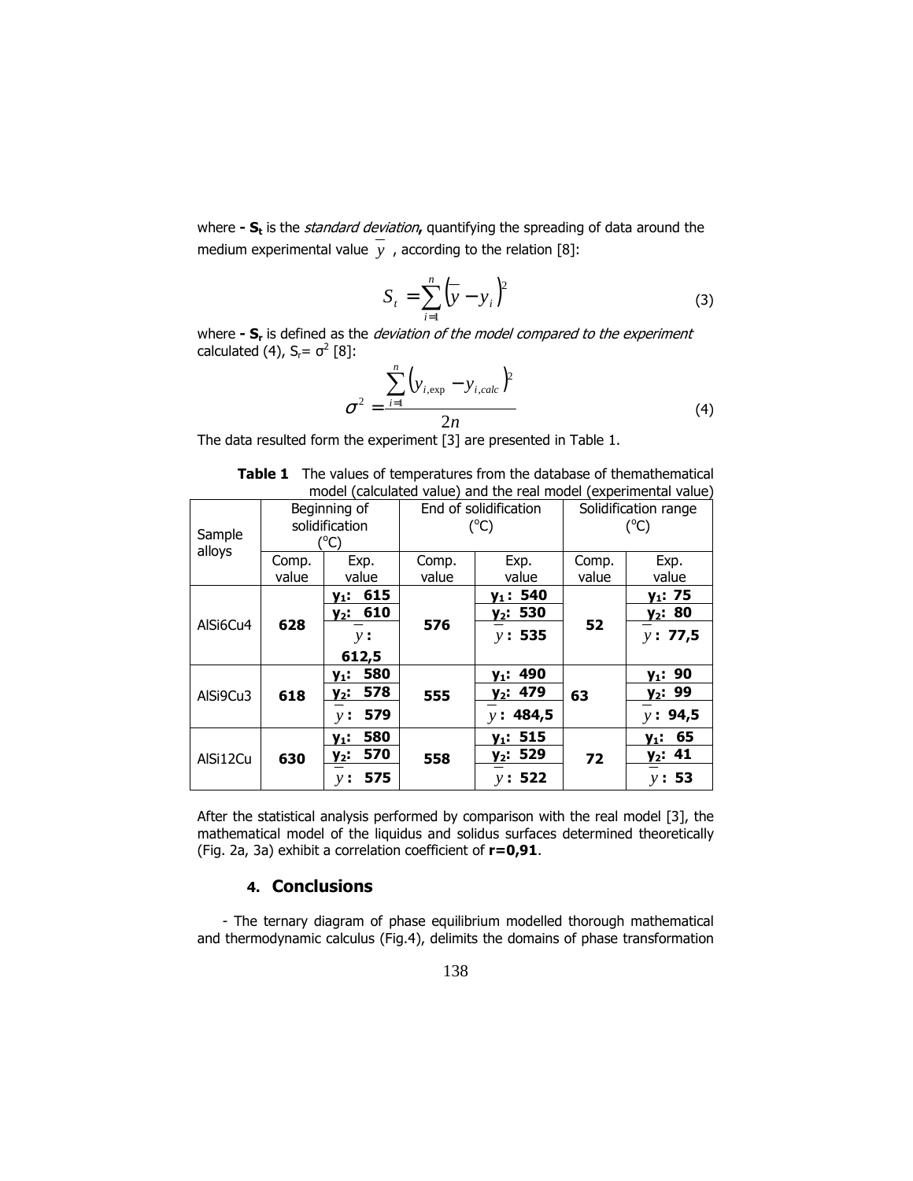where **- $S_t$** is the *standard deviation***,** quantifying the spreading of data around the medium experimental value $\overline{y}$ , according to the relation [8]:

$$S_t = \sum_{i=1}^{n} \left( \overline{y} - y_i \right)^2 \tag{3}$$

where **- $S_r$** is defined as the *deviation of the model compared to the experiment* calculated (4), $S_r = \sigma^2$ [8]:

$$\sigma^2 = \frac{\sum_{i=1}^{n} \left( y_{i,\exp} - y_{i,calc} \right)^2}{2n} \tag{4}$$

The data resulted form the experiment [3] are presented in Table 1.

**Table 1** The values of temperatures from the database of themathematical model (calculated value) and the real model (experimental value)

| Sample alloys | Beginning of solidification (°C) | | End of solidification (°C) | | Solidification range (°C) | |
|---|---|---|---|---|---|---|
| | Comp. value | Exp. value | Comp. value | Exp. value | Comp. value | Exp. value |
| AlSi6Cu4 | **628** | **$y_1$: 615**<br>**$y_2$: 610**<br>$\overline{y}$: **612,5** | **576** | **$y_1$: 540**<br>**$y_2$: 530**<br>$\overline{y}$: **535** | **52** | **$y_1$: 75**<br>**$y_2$: 80**<br>$\overline{y}$: **77,5** |
| AlSi9Cu3 | **618** | **$y_1$: 580**<br>**$y_2$: 578**<br>$\overline{y}$: **579** | **555** | **$y_1$: 490**<br>**$y_2$: 479**<br>$\overline{y}$: **484,5** | **63** | **$y_1$: 90**<br>**$y_2$: 99**<br>$\overline{y}$: **94,5** |
| AlSi12Cu | **630** | **$y_1$: 580**<br>**$y_2$: 570**<br>$\overline{y}$: **575** | **558** | **$y_1$: 515**<br>**$y_2$: 529**<br>$\overline{y}$: **522** | **72** | **$y_1$: 65**<br>**$y_2$: 41**<br>$\overline{y}$: **53** |

After the statistical analysis performed by comparison with the real model [3], the mathematical model of the liquidus and solidus surfaces determined theoretically (Fig. 2a, 3a) exhibit a correlation coefficient of **r=0,91**.

## 4. Conclusions

- The ternary diagram of phase equilibrium modelled thorough mathematical and thermodynamic calculus (Fig.4), delimits the domains of phase transformation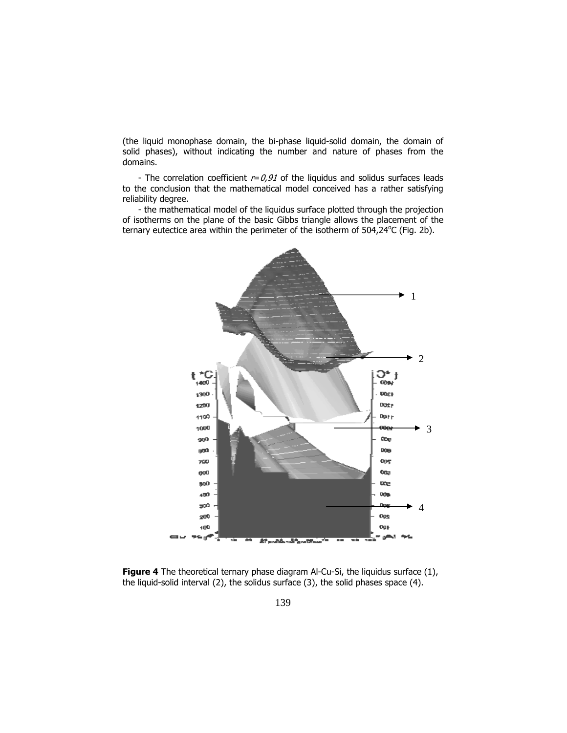(the liquid monophase domain, the bi-phase liquid-solid domain, the domain of solid phases), without indicating the number and nature of phases from the domains.

- The correlation coefficient $r=0,91$ of the liquidus and solidus surfaces leads to the conclusion that the mathematical model conceived has a rather satisfying reliability degree.

- the mathematical model of the liquidus surface plotted through the projection of isotherms on the plane of the basic Gibbs triangle allows the placement of the ternary eutectice area within the perimeter of the isotherm of 504,24°C (Fig. 2b).

**Figure 4** The theoretical ternary phase diagram Al-Cu-Si, the liquidus surface (1), the liquid-solid interval (2), the solidus surface (3), the solid phases space (4).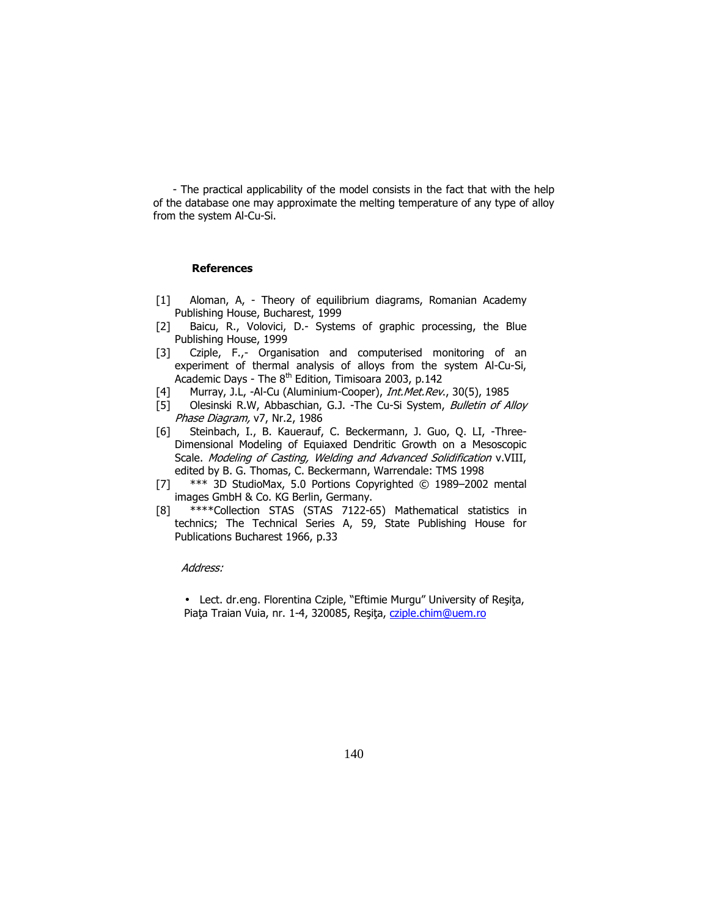- The practical applicability of the model consists in the fact that with the help of the database one may approximate the melting temperature of any type of alloy from the system Al-Cu-Si.

## References

[1] Aloman, A, - Theory of equilibrium diagrams, Romanian Academy Publishing House, Bucharest, 1999

[2] Baicu, R., Volovici, D.- Systems of graphic processing, the Blue Publishing House, 1999

[3] Cziple, F.,- Organisation and computerised monitoring of an experiment of thermal analysis of alloys from the system Al-Cu-Si, Academic Days - The 8th Edition, Timisoara 2003, p.142

[4] Murray, J.L, -Al-Cu (Aluminium-Cooper), *Int.Met.Rev.*, 30(5), 1985

[5] Olesinski R.W, Abbaschian, G.J. -The Cu-Si System, *Bulletin of Alloy Phase Diagram,* v7, Nr.2, 1986

[6] Steinbach, I., B. Kauerauf, C. Beckermann, J. Guo, Q. LI, -Three-Dimensional Modeling of Equiaxed Dendritic Growth on a Mesoscopic Scale. *Modeling of Casting, Welding and Advanced Solidification* v.VIII, edited by B. G. Thomas, C. Beckermann, Warrendale: TMS 1998

[7] *** 3D StudioMax, 5.0 Portions Copyrighted © 1989–2002 mental images GmbH & Co. KG Berlin, Germany.

[8] ****Collection STAS (STAS 7122-65) Mathematical statistics in technics; The Technical Series A, 59, State Publishing House for Publications Bucharest 1966, p.33

*Address:*

- Lect. dr.eng. Florentina Cziple, "Eftimie Murgu" University of Reşiţa, Piaţa Traian Vuia, nr. 1-4, 320085, Reşiţa, cziple.chim@uem.ro